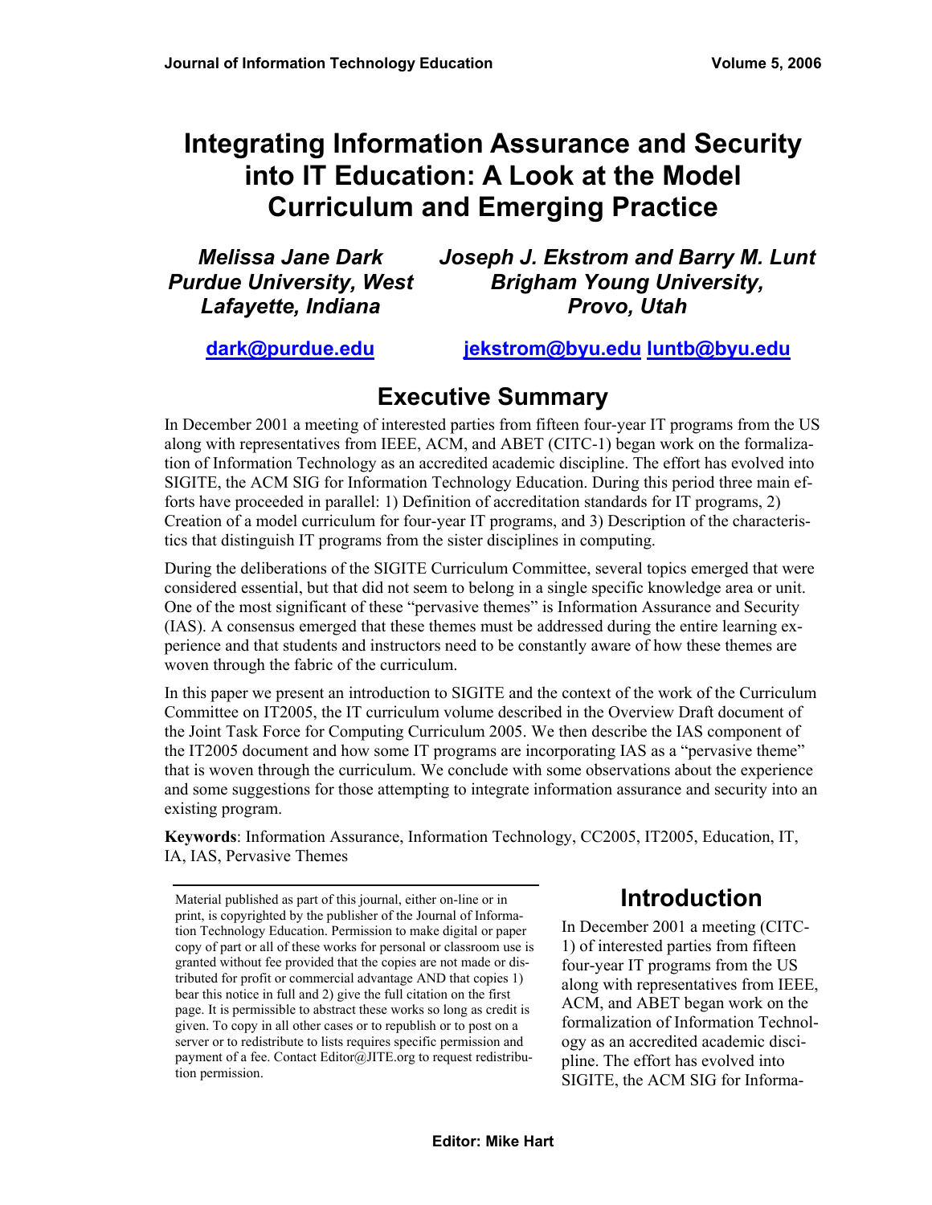# Integrating Information Assurance and Security into IT Education: A Look at the Model Curriculum and Emerging Practice

*Melissa Jane Dark*
*Purdue University, West Lafayette, Indiana*

dark@purdue.edu

*Joseph J. Ekstrom and Barry M. Lunt*
*Brigham Young University, Provo, Utah*

jekstrom@byu.edu luntb@byu.edu

## Executive Summary

In December 2001 a meeting of interested parties from fifteen four-year IT programs from the US along with representatives from IEEE, ACM, and ABET (CITC-1) began work on the formalization of Information Technology as an accredited academic discipline. The effort has evolved into SIGITE, the ACM SIG for Information Technology Education. During this period three main efforts have proceeded in parallel: 1) Definition of accreditation standards for IT programs, 2) Creation of a model curriculum for four-year IT programs, and 3) Description of the characteristics that distinguish IT programs from the sister disciplines in computing.

During the deliberations of the SIGITE Curriculum Committee, several topics emerged that were considered essential, but that did not seem to belong in a single specific knowledge area or unit. One of the most significant of these "pervasive themes" is Information Assurance and Security (IAS). A consensus emerged that these themes must be addressed during the entire learning experience and that students and instructors need to be constantly aware of how these themes are woven through the fabric of the curriculum.

In this paper we present an introduction to SIGITE and the context of the work of the Curriculum Committee on IT2005, the IT curriculum volume described in the Overview Draft document of the Joint Task Force for Computing Curriculum 2005. We then describe the IAS component of the IT2005 document and how some IT programs are incorporating IAS as a "pervasive theme" that is woven through the curriculum. We conclude with some observations about the experience and some suggestions for those attempting to integrate information assurance and security into an existing program.

**Keywords**: Information Assurance, Information Technology, CC2005, IT2005, Education, IT, IA, IAS, Pervasive Themes

Material published as part of this journal, either on-line or in print, is copyrighted by the publisher of the Journal of Information Technology Education. Permission to make digital or paper copy of part or all of these works for personal or classroom use is granted without fee provided that the copies are not made or distributed for profit or commercial advantage AND that copies 1) bear this notice in full and 2) give the full citation on the first page. It is permissible to abstract these works so long as credit is given. To copy in all other cases or to republish or to post on a server or to redistribute to lists requires specific permission and payment of a fee. Contact Editor@JITE.org to request redistribution permission.

## Introduction

In December 2001 a meeting (CITC-1) of interested parties from fifteen four-year IT programs from the US along with representatives from IEEE, ACM, and ABET began work on the formalization of Information Technology as an accredited academic discipline. The effort has evolved into SIGITE, the ACM SIG for Informa-

Editor: Mike Hart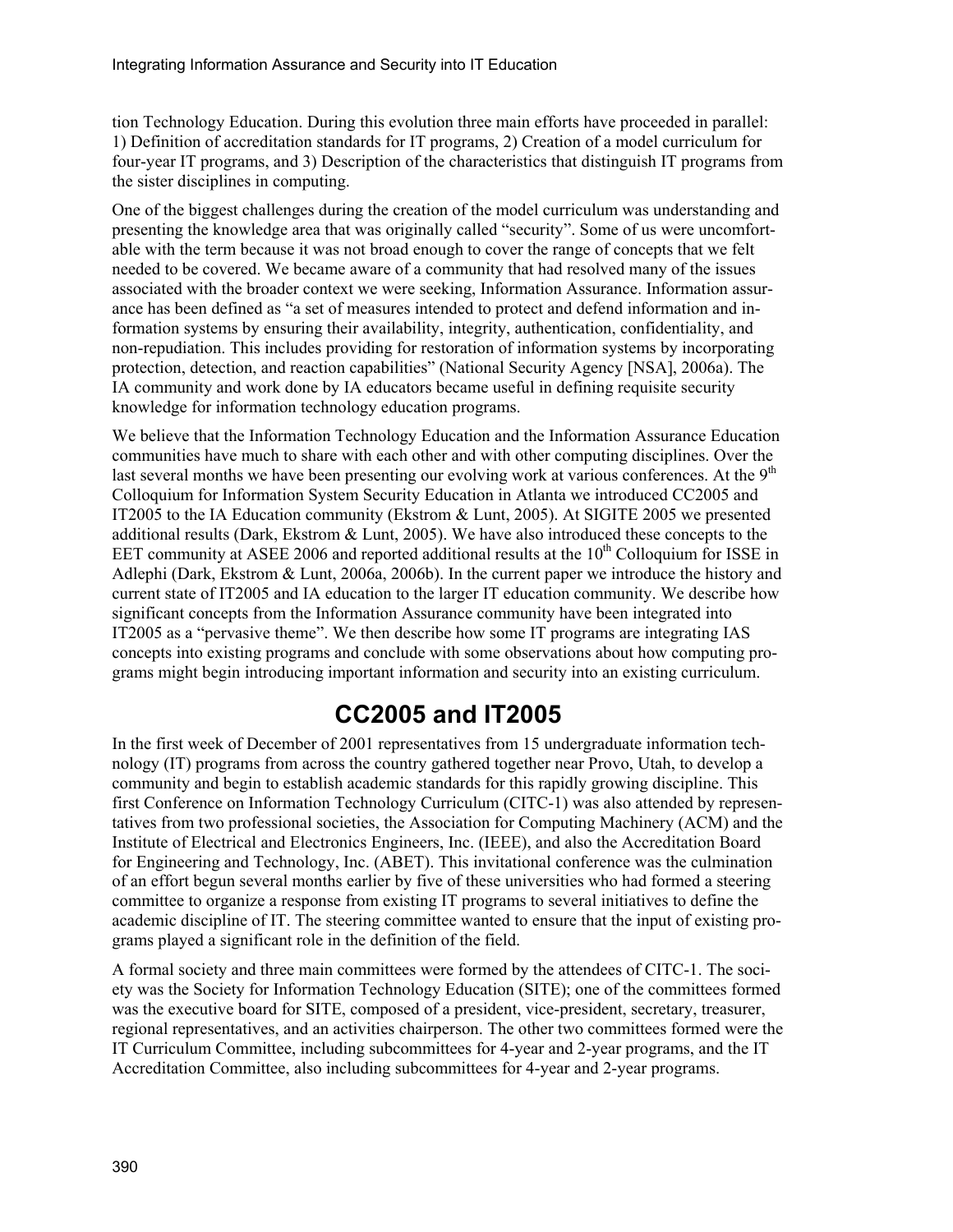tion Technology Education. During this evolution three main efforts have proceeded in parallel: 1) Definition of accreditation standards for IT programs, 2) Creation of a model curriculum for four-year IT programs, and 3) Description of the characteristics that distinguish IT programs from the sister disciplines in computing.

One of the biggest challenges during the creation of the model curriculum was understanding and presenting the knowledge area that was originally called "security". Some of us were uncomfortable with the term because it was not broad enough to cover the range of concepts that we felt needed to be covered. We became aware of a community that had resolved many of the issues associated with the broader context we were seeking, Information Assurance. Information assurance has been defined as "a set of measures intended to protect and defend information and information systems by ensuring their availability, integrity, authentication, confidentiality, and non-repudiation. This includes providing for restoration of information systems by incorporating protection, detection, and reaction capabilities" (National Security Agency [NSA], 2006a). The IA community and work done by IA educators became useful in defining requisite security knowledge for information technology education programs.

We believe that the Information Technology Education and the Information Assurance Education communities have much to share with each other and with other computing disciplines. Over the last several months we have been presenting our evolving work at various conferences. At the 9th Colloquium for Information System Security Education in Atlanta we introduced CC2005 and IT2005 to the IA Education community (Ekstrom & Lunt, 2005). At SIGITE 2005 we presented additional results (Dark, Ekstrom & Lunt, 2005). We have also introduced these concepts to the EET community at ASEE 2006 and reported additional results at the 10th Colloquium for ISSE in Adlephi (Dark, Ekstrom & Lunt, 2006a, 2006b). In the current paper we introduce the history and current state of IT2005 and IA education to the larger IT education community. We describe how significant concepts from the Information Assurance community have been integrated into IT2005 as a "pervasive theme". We then describe how some IT programs are integrating IAS concepts into existing programs and conclude with some observations about how computing programs might begin introducing important information and security into an existing curriculum.

## CC2005 and IT2005

In the first week of December of 2001 representatives from 15 undergraduate information technology (IT) programs from across the country gathered together near Provo, Utah, to develop a community and begin to establish academic standards for this rapidly growing discipline. This first Conference on Information Technology Curriculum (CITC-1) was also attended by representatives from two professional societies, the Association for Computing Machinery (ACM) and the Institute of Electrical and Electronics Engineers, Inc. (IEEE), and also the Accreditation Board for Engineering and Technology, Inc. (ABET). This invitational conference was the culmination of an effort begun several months earlier by five of these universities who had formed a steering committee to organize a response from existing IT programs to several initiatives to define the academic discipline of IT. The steering committee wanted to ensure that the input of existing programs played a significant role in the definition of the field.

A formal society and three main committees were formed by the attendees of CITC-1. The society was the Society for Information Technology Education (SITE); one of the committees formed was the executive board for SITE, composed of a president, vice-president, secretary, treasurer, regional representatives, and an activities chairperson. The other two committees formed were the IT Curriculum Committee, including subcommittees for 4-year and 2-year programs, and the IT Accreditation Committee, also including subcommittees for 4-year and 2-year programs.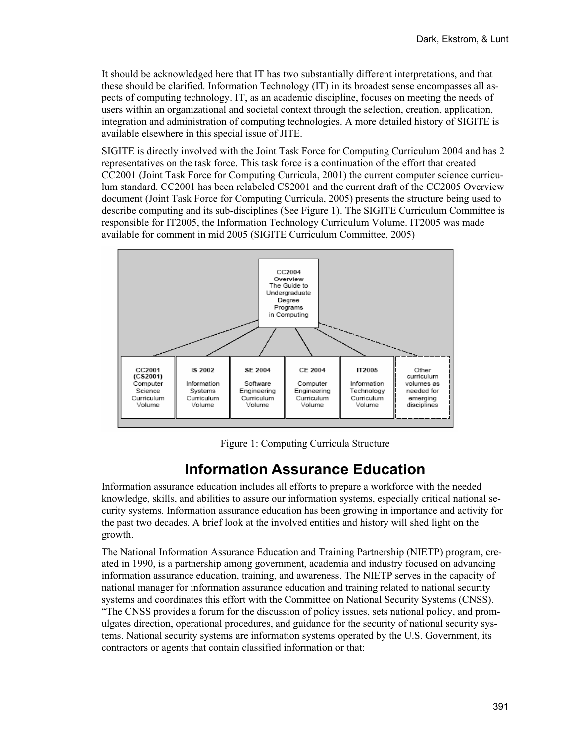It should be acknowledged here that IT has two substantially different interpretations, and that these should be clarified. Information Technology (IT) in its broadest sense encompasses all aspects of computing technology. IT, as an academic discipline, focuses on meeting the needs of users within an organizational and societal context through the selection, creation, application, integration and administration of computing technologies. A more detailed history of SIGITE is available elsewhere in this special issue of JITE.

SIGITE is directly involved with the Joint Task Force for Computing Curriculum 2004 and has 2 representatives on the task force. This task force is a continuation of the effort that created CC2001 (Joint Task Force for Computing Curricula, 2001) the current computer science curriculum standard. CC2001 has been relabeled CS2001 and the current draft of the CC2005 Overview document (Joint Task Force for Computing Curricula, 2005) presents the structure being used to describe computing and its sub-disciplines (See Figure 1). The SIGITE Curriculum Committee is responsible for IT2005, the Information Technology Curriculum Volume. IT2005 was made available for comment in mid 2005 (SIGITE Curriculum Committee, 2005)

**CC2004 Overview** The Guide to Undergraduate Degree Programs in Computing

| CC2001 (CS2001) | IS 2002 | SE 2004 | CE 2004 | IT2005 | |
|---|---|---|---|---|---|
| Computer Science Curriculum Volume | Information Systems Curriculum Volume | Software Engineering Curriculum Volume | Computer Engineering Curriculum Volume | Information Technology Curriculum Volume | Other curriculum volumes as needed for emerging disciplines |

Figure 1: Computing Curricula Structure

## Information Assurance Education

Information assurance education includes all efforts to prepare a workforce with the needed knowledge, skills, and abilities to assure our information systems, especially critical national security systems. Information assurance education has been growing in importance and activity for the past two decades. A brief look at the involved entities and history will shed light on the growth.

The National Information Assurance Education and Training Partnership (NIETP) program, created in 1990, is a partnership among government, academia and industry focused on advancing information assurance education, training, and awareness. The NIETP serves in the capacity of national manager for information assurance education and training related to national security systems and coordinates this effort with the Committee on National Security Systems (CNSS). "The CNSS provides a forum for the discussion of policy issues, sets national policy, and promulgates direction, operational procedures, and guidance for the security of national security systems. National security systems are information systems operated by the U.S. Government, its contractors or agents that contain classified information or that: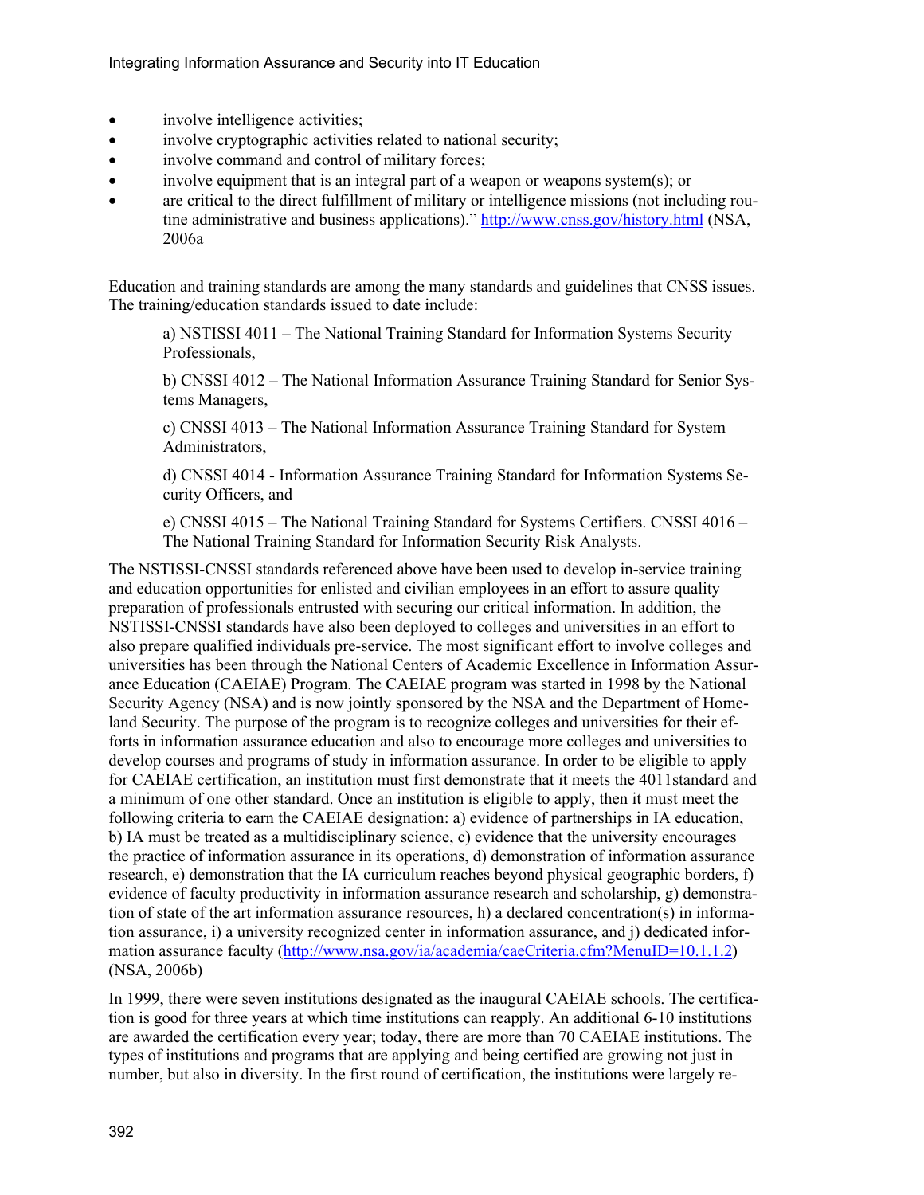- involve intelligence activities;
- involve cryptographic activities related to national security;
- involve command and control of military forces;
- involve equipment that is an integral part of a weapon or weapons system(s); or
- are critical to the direct fulfillment of military or intelligence missions (not including routine administrative and business applications)." http://www.cnss.gov/history.html (NSA, 2006a

Education and training standards are among the many standards and guidelines that CNSS issues. The training/education standards issued to date include:

> a) NSTISSI 4011 – The National Training Standard for Information Systems Security Professionals,
>
> b) CNSSI 4012 – The National Information Assurance Training Standard for Senior Systems Managers,
>
> c) CNSSI 4013 – The National Information Assurance Training Standard for System Administrators,
>
> d) CNSSI 4014 - Information Assurance Training Standard for Information Systems Security Officers, and
>
> e) CNSSI 4015 – The National Training Standard for Systems Certifiers. CNSSI 4016 – The National Training Standard for Information Security Risk Analysts.

The NSTISSI-CNSSI standards referenced above have been used to develop in-service training and education opportunities for enlisted and civilian employees in an effort to assure quality preparation of professionals entrusted with securing our critical information. In addition, the NSTISSI-CNSSI standards have also been deployed to colleges and universities in an effort to also prepare qualified individuals pre-service. The most significant effort to involve colleges and universities has been through the National Centers of Academic Excellence in Information Assurance Education (CAEIAE) Program. The CAEIAE program was started in 1998 by the National Security Agency (NSA) and is now jointly sponsored by the NSA and the Department of Homeland Security. The purpose of the program is to recognize colleges and universities for their efforts in information assurance education and also to encourage more colleges and universities to develop courses and programs of study in information assurance. In order to be eligible to apply for CAEIAE certification, an institution must first demonstrate that it meets the 4011standard and a minimum of one other standard. Once an institution is eligible to apply, then it must meet the following criteria to earn the CAEIAE designation: a) evidence of partnerships in IA education, b) IA must be treated as a multidisciplinary science, c) evidence that the university encourages the practice of information assurance in its operations, d) demonstration of information assurance research, e) demonstration that the IA curriculum reaches beyond physical geographic borders, f) evidence of faculty productivity in information assurance research and scholarship, g) demonstration of state of the art information assurance resources, h) a declared concentration(s) in information assurance, i) a university recognized center in information assurance, and j) dedicated information assurance faculty (http://www.nsa.gov/ia/academia/caeCriteria.cfm?MenuID=10.1.1.2) (NSA, 2006b)

In 1999, there were seven institutions designated as the inaugural CAEIAE schools. The certification is good for three years at which time institutions can reapply. An additional 6-10 institutions are awarded the certification every year; today, there are more than 70 CAEIAE institutions. The types of institutions and programs that are applying and being certified are growing not just in number, but also in diversity. In the first round of certification, the institutions were largely re-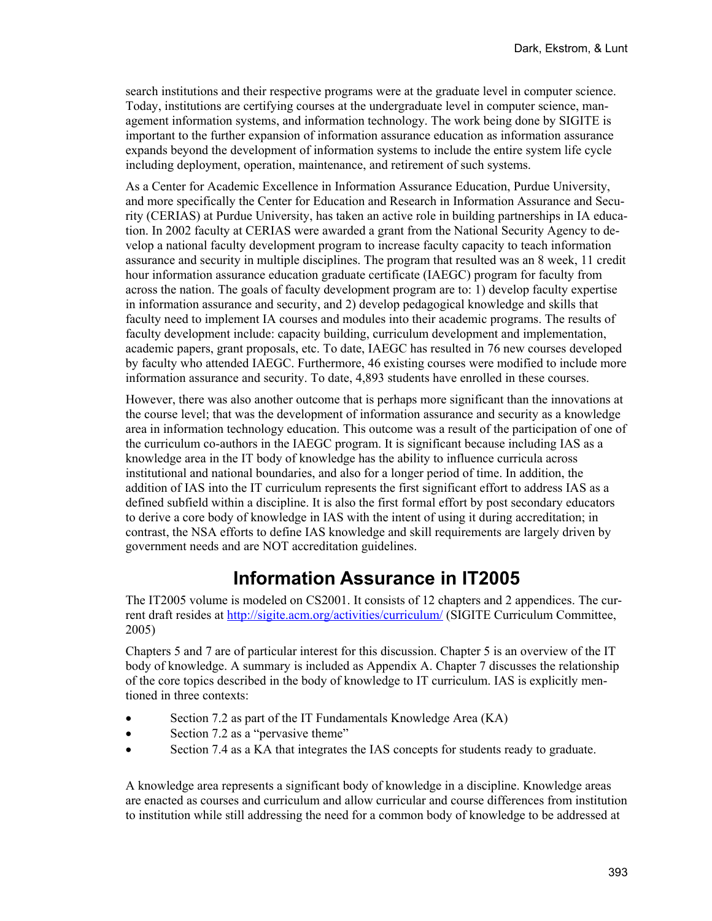search institutions and their respective programs were at the graduate level in computer science. Today, institutions are certifying courses at the undergraduate level in computer science, management information systems, and information technology. The work being done by SIGITE is important to the further expansion of information assurance education as information assurance expands beyond the development of information systems to include the entire system life cycle including deployment, operation, maintenance, and retirement of such systems.

As a Center for Academic Excellence in Information Assurance Education, Purdue University, and more specifically the Center for Education and Research in Information Assurance and Security (CERIAS) at Purdue University, has taken an active role in building partnerships in IA education. In 2002 faculty at CERIAS were awarded a grant from the National Security Agency to develop a national faculty development program to increase faculty capacity to teach information assurance and security in multiple disciplines. The program that resulted was an 8 week, 11 credit hour information assurance education graduate certificate (IAEGC) program for faculty from across the nation. The goals of faculty development program are to: 1) develop faculty expertise in information assurance and security, and 2) develop pedagogical knowledge and skills that faculty need to implement IA courses and modules into their academic programs. The results of faculty development include: capacity building, curriculum development and implementation, academic papers, grant proposals, etc. To date, IAEGC has resulted in 76 new courses developed by faculty who attended IAEGC. Furthermore, 46 existing courses were modified to include more information assurance and security. To date, 4,893 students have enrolled in these courses.

However, there was also another outcome that is perhaps more significant than the innovations at the course level; that was the development of information assurance and security as a knowledge area in information technology education. This outcome was a result of the participation of one of the curriculum co-authors in the IAEGC program. It is significant because including IAS as a knowledge area in the IT body of knowledge has the ability to influence curricula across institutional and national boundaries, and also for a longer period of time. In addition, the addition of IAS into the IT curriculum represents the first significant effort to address IAS as a defined subfield within a discipline. It is also the first formal effort by post secondary educators to derive a core body of knowledge in IAS with the intent of using it during accreditation; in contrast, the NSA efforts to define IAS knowledge and skill requirements are largely driven by government needs and are NOT accreditation guidelines.

## Information Assurance in IT2005

The IT2005 volume is modeled on CS2001. It consists of 12 chapters and 2 appendices. The current draft resides at http://sigite.acm.org/activities/curriculum/ (SIGITE Curriculum Committee, 2005)

Chapters 5 and 7 are of particular interest for this discussion. Chapter 5 is an overview of the IT body of knowledge. A summary is included as Appendix A. Chapter 7 discusses the relationship of the core topics described in the body of knowledge to IT curriculum. IAS is explicitly mentioned in three contexts:

- Section 7.2 as part of the IT Fundamentals Knowledge Area (KA)
- Section 7.2 as a "pervasive theme"
- Section 7.4 as a KA that integrates the IAS concepts for students ready to graduate.

A knowledge area represents a significant body of knowledge in a discipline. Knowledge areas are enacted as courses and curriculum and allow curricular and course differences from institution to institution while still addressing the need for a common body of knowledge to be addressed at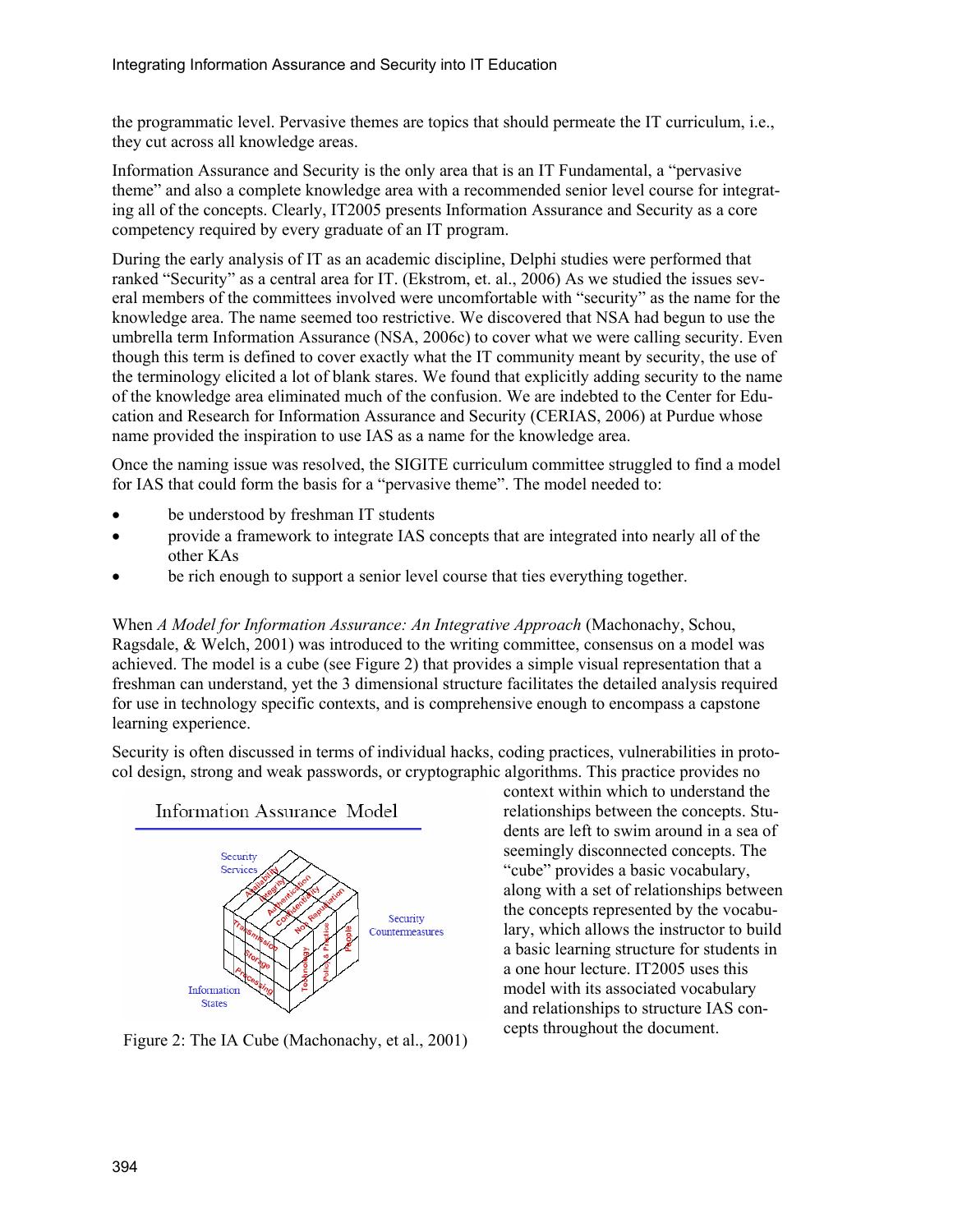the programmatic level. Pervasive themes are topics that should permeate the IT curriculum, i.e., they cut across all knowledge areas.

Information Assurance and Security is the only area that is an IT Fundamental, a "pervasive theme" and also a complete knowledge area with a recommended senior level course for integrating all of the concepts. Clearly, IT2005 presents Information Assurance and Security as a core competency required by every graduate of an IT program.

During the early analysis of IT as an academic discipline, Delphi studies were performed that ranked "Security" as a central area for IT. (Ekstrom, et. al., 2006) As we studied the issues several members of the committees involved were uncomfortable with "security" as the name for the knowledge area. The name seemed too restrictive. We discovered that NSA had begun to use the umbrella term Information Assurance (NSA, 2006c) to cover what we were calling security. Even though this term is defined to cover exactly what the IT community meant by security, the use of the terminology elicited a lot of blank stares. We found that explicitly adding security to the name of the knowledge area eliminated much of the confusion. We are indebted to the Center for Education and Research for Information Assurance and Security (CERIAS, 2006) at Purdue whose name provided the inspiration to use IAS as a name for the knowledge area.

Once the naming issue was resolved, the SIGITE curriculum committee struggled to find a model for IAS that could form the basis for a "pervasive theme". The model needed to:

- be understood by freshman IT students
- provide a framework to integrate IAS concepts that are integrated into nearly all of the other KAs
- be rich enough to support a senior level course that ties everything together.

When *A Model for Information Assurance: An Integrative Approach* (Machonachy, Schou, Ragsdale, & Welch, 2001) was introduced to the writing committee, consensus on a model was achieved. The model is a cube (see Figure 2) that provides a simple visual representation that a freshman can understand, yet the 3 dimensional structure facilitates the detailed analysis required for use in technology specific contexts, and is comprehensive enough to encompass a capstone learning experience.

Security is often discussed in terms of individual hacks, coding practices, vulnerabilities in protocol design, strong and weak passwords, or cryptographic algorithms. This practice provides no context within which to understand the relationships between the concepts. Students are left to swim around in a sea of seemingly disconnected concepts. The "cube" provides a basic vocabulary, along with a set of relationships between the concepts represented by the vocabulary, which allows the instructor to build a basic learning structure for students in a one hour lecture. IT2005 uses this model with its associated vocabulary and relationships to structure IAS concepts throughout the document.

Figure 2: The IA Cube (Machonachy, et al., 2001)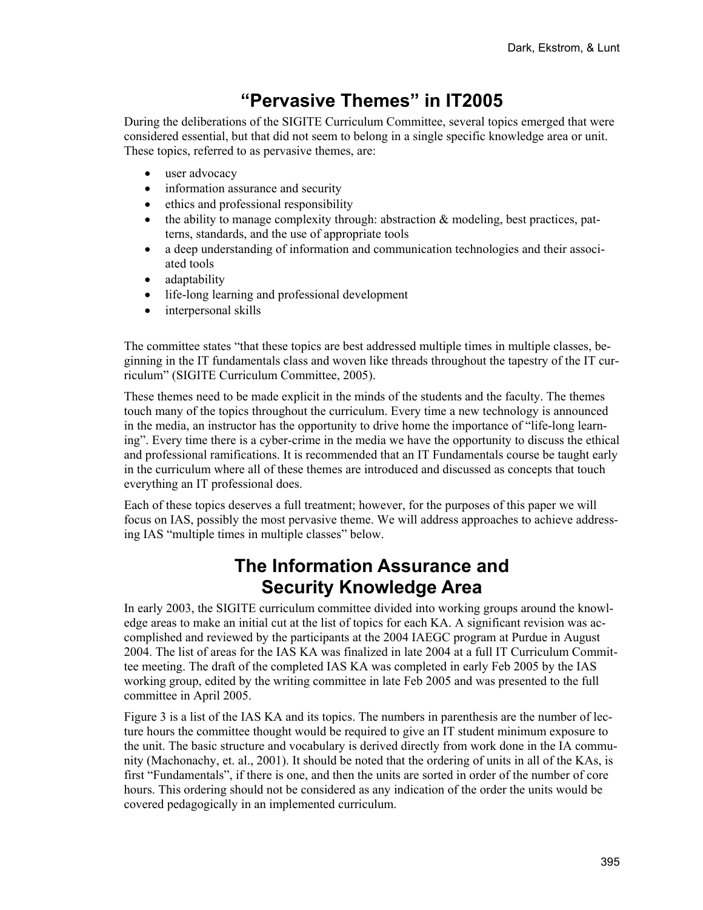## "Pervasive Themes" in IT2005

During the deliberations of the SIGITE Curriculum Committee, several topics emerged that were considered essential, but that did not seem to belong in a single specific knowledge area or unit. These topics, referred to as pervasive themes, are:

- user advocacy
- information assurance and security
- ethics and professional responsibility
- the ability to manage complexity through: abstraction & modeling, best practices, patterns, standards, and the use of appropriate tools
- a deep understanding of information and communication technologies and their associated tools
- adaptability
- life-long learning and professional development
- interpersonal skills

The committee states "that these topics are best addressed multiple times in multiple classes, beginning in the IT fundamentals class and woven like threads throughout the tapestry of the IT curriculum" (SIGITE Curriculum Committee, 2005).

These themes need to be made explicit in the minds of the students and the faculty. The themes touch many of the topics throughout the curriculum. Every time a new technology is announced in the media, an instructor has the opportunity to drive home the importance of "life-long learning". Every time there is a cyber-crime in the media we have the opportunity to discuss the ethical and professional ramifications. It is recommended that an IT Fundamentals course be taught early in the curriculum where all of these themes are introduced and discussed as concepts that touch everything an IT professional does.

Each of these topics deserves a full treatment; however, for the purposes of this paper we will focus on IAS, possibly the most pervasive theme. We will address approaches to achieve addressing IAS "multiple times in multiple classes" below.

## The Information Assurance and Security Knowledge Area

In early 2003, the SIGITE curriculum committee divided into working groups around the knowledge areas to make an initial cut at the list of topics for each KA. A significant revision was accomplished and reviewed by the participants at the 2004 IAEGC program at Purdue in August 2004. The list of areas for the IAS KA was finalized in late 2004 at a full IT Curriculum Committee meeting. The draft of the completed IAS KA was completed in early Feb 2005 by the IAS working group, edited by the writing committee in late Feb 2005 and was presented to the full committee in April 2005.

Figure 3 is a list of the IAS KA and its topics. The numbers in parenthesis are the number of lecture hours the committee thought would be required to give an IT student minimum exposure to the unit. The basic structure and vocabulary is derived directly from work done in the IA community (Machonachy, et. al., 2001). It should be noted that the ordering of units in all of the KAs, is first "Fundamentals", if there is one, and then the units are sorted in order of the number of core hours. This ordering should not be considered as any indication of the order the units would be covered pedagogically in an implemented curriculum.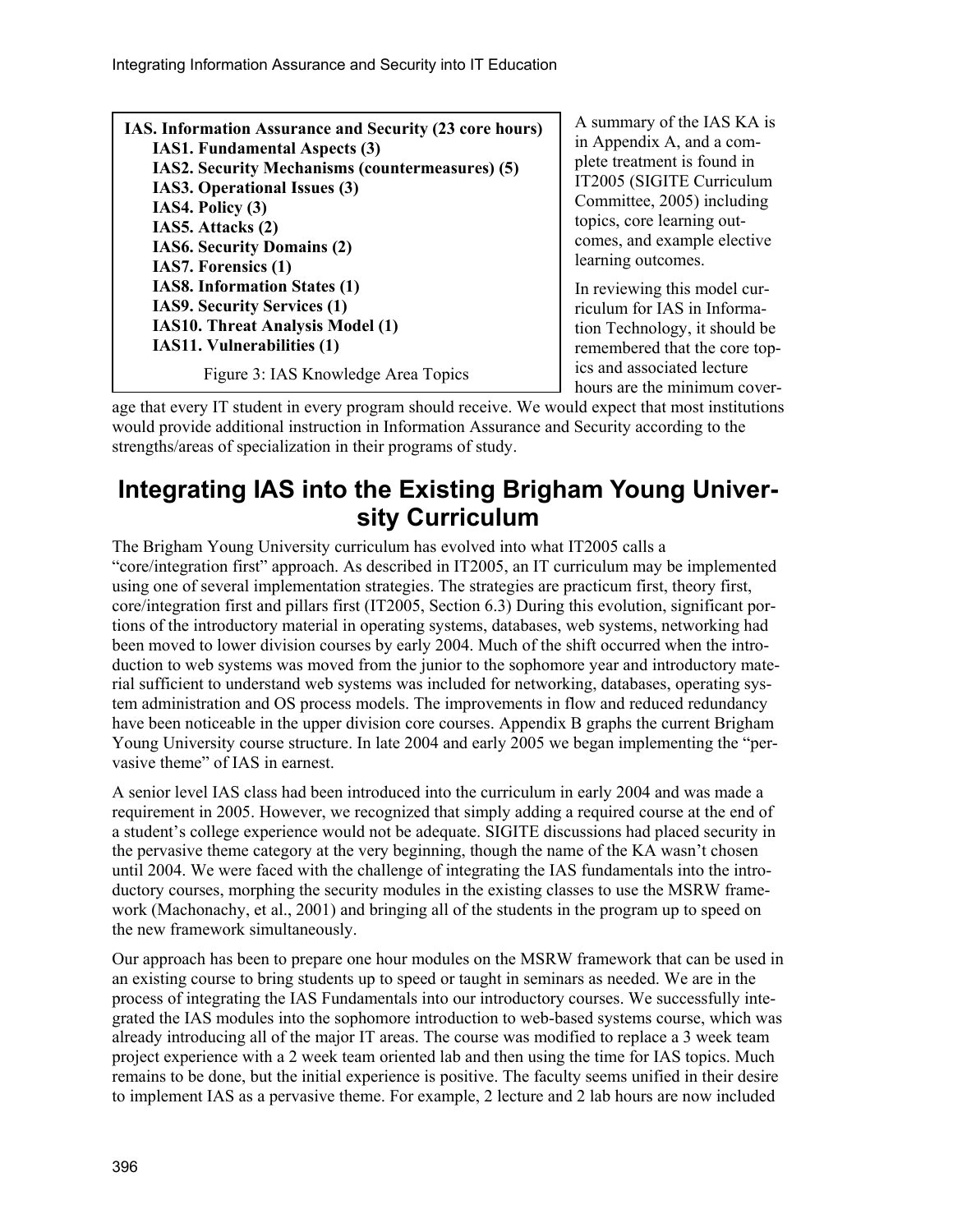**IAS. Information Assurance and Security (23 core hours)**
- **IAS1. Fundamental Aspects (3)**
- **IAS2. Security Mechanisms (countermeasures) (5)**
- **IAS3. Operational Issues (3)**
- **IAS4. Policy (3)**
- **IAS5. Attacks (2)**
- **IAS6. Security Domains (2)**
- **IAS7. Forensics (1)**
- **IAS8. Information States (1)**
- **IAS9. Security Services (1)**
- **IAS10. Threat Analysis Model (1)**
- **IAS11. Vulnerabilities (1)**

Figure 3: IAS Knowledge Area Topics

A summary of the IAS KA is in Appendix A, and a complete treatment is found in IT2005 (SIGITE Curriculum Committee, 2005) including topics, core learning outcomes, and example elective learning outcomes.

In reviewing this model curriculum for IAS in Information Technology, it should be remembered that the core topics and associated lecture hours are the minimum coverage that every IT student in every program should receive. We would expect that most institutions would provide additional instruction in Information Assurance and Security according to the strengths/areas of specialization in their programs of study.

## Integrating IAS into the Existing Brigham Young University Curriculum

The Brigham Young University curriculum has evolved into what IT2005 calls a "core/integration first" approach. As described in IT2005, an IT curriculum may be implemented using one of several implementation strategies. The strategies are practicum first, theory first, core/integration first and pillars first (IT2005, Section 6.3) During this evolution, significant portions of the introductory material in operating systems, databases, web systems, networking had been moved to lower division courses by early 2004. Much of the shift occurred when the introduction to web systems was moved from the junior to the sophomore year and introductory material sufficient to understand web systems was included for networking, databases, operating system administration and OS process models. The improvements in flow and reduced redundancy have been noticeable in the upper division core courses. Appendix B graphs the current Brigham Young University course structure. In late 2004 and early 2005 we began implementing the "pervasive theme" of IAS in earnest.

A senior level IAS class had been introduced into the curriculum in early 2004 and was made a requirement in 2005. However, we recognized that simply adding a required course at the end of a student's college experience would not be adequate. SIGITE discussions had placed security in the pervasive theme category at the very beginning, though the name of the KA wasn't chosen until 2004. We were faced with the challenge of integrating the IAS fundamentals into the introductory courses, morphing the security modules in the existing classes to use the MSRW framework (Machonachy, et al., 2001) and bringing all of the students in the program up to speed on the new framework simultaneously.

Our approach has been to prepare one hour modules on the MSRW framework that can be used in an existing course to bring students up to speed or taught in seminars as needed. We are in the process of integrating the IAS Fundamentals into our introductory courses. We successfully integrated the IAS modules into the sophomore introduction to web-based systems course, which was already introducing all of the major IT areas. The course was modified to replace a 3 week team project experience with a 2 week team oriented lab and then using the time for IAS topics. Much remains to be done, but the initial experience is positive. The faculty seems unified in their desire to implement IAS as a pervasive theme. For example, 2 lecture and 2 lab hours are now included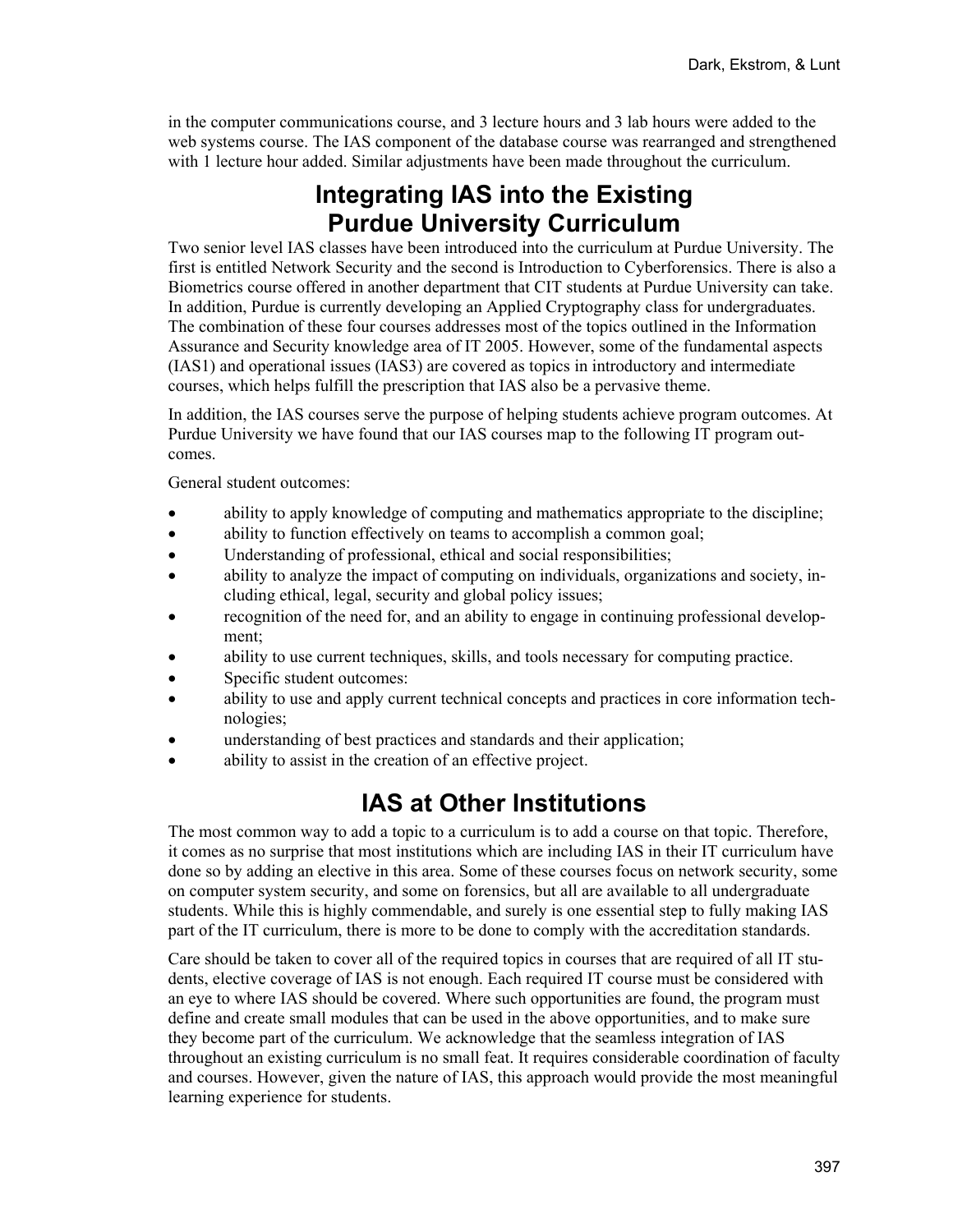in the computer communications course, and 3 lecture hours and 3 lab hours were added to the web systems course. The IAS component of the database course was rearranged and strengthened with 1 lecture hour added. Similar adjustments have been made throughout the curriculum.

## Integrating IAS into the Existing Purdue University Curriculum

Two senior level IAS classes have been introduced into the curriculum at Purdue University. The first is entitled Network Security and the second is Introduction to Cyberforensics. There is also a Biometrics course offered in another department that CIT students at Purdue University can take. In addition, Purdue is currently developing an Applied Cryptography class for undergraduates. The combination of these four courses addresses most of the topics outlined in the Information Assurance and Security knowledge area of IT 2005. However, some of the fundamental aspects (IAS1) and operational issues (IAS3) are covered as topics in introductory and intermediate courses, which helps fulfill the prescription that IAS also be a pervasive theme.

In addition, the IAS courses serve the purpose of helping students achieve program outcomes. At Purdue University we have found that our IAS courses map to the following IT program outcomes.

General student outcomes:

- ability to apply knowledge of computing and mathematics appropriate to the discipline;
- ability to function effectively on teams to accomplish a common goal;
- Understanding of professional, ethical and social responsibilities;
- ability to analyze the impact of computing on individuals, organizations and society, including ethical, legal, security and global policy issues;
- recognition of the need for, and an ability to engage in continuing professional development;
- ability to use current techniques, skills, and tools necessary for computing practice.
- Specific student outcomes:
- ability to use and apply current technical concepts and practices in core information technologies;
- understanding of best practices and standards and their application;
- ability to assist in the creation of an effective project.

## IAS at Other Institutions

The most common way to add a topic to a curriculum is to add a course on that topic. Therefore, it comes as no surprise that most institutions which are including IAS in their IT curriculum have done so by adding an elective in this area. Some of these courses focus on network security, some on computer system security, and some on forensics, but all are available to all undergraduate students. While this is highly commendable, and surely is one essential step to fully making IAS part of the IT curriculum, there is more to be done to comply with the accreditation standards.

Care should be taken to cover all of the required topics in courses that are required of all IT students, elective coverage of IAS is not enough. Each required IT course must be considered with an eye to where IAS should be covered. Where such opportunities are found, the program must define and create small modules that can be used in the above opportunities, and to make sure they become part of the curriculum. We acknowledge that the seamless integration of IAS throughout an existing curriculum is no small feat. It requires considerable coordination of faculty and courses. However, given the nature of IAS, this approach would provide the most meaningful learning experience for students.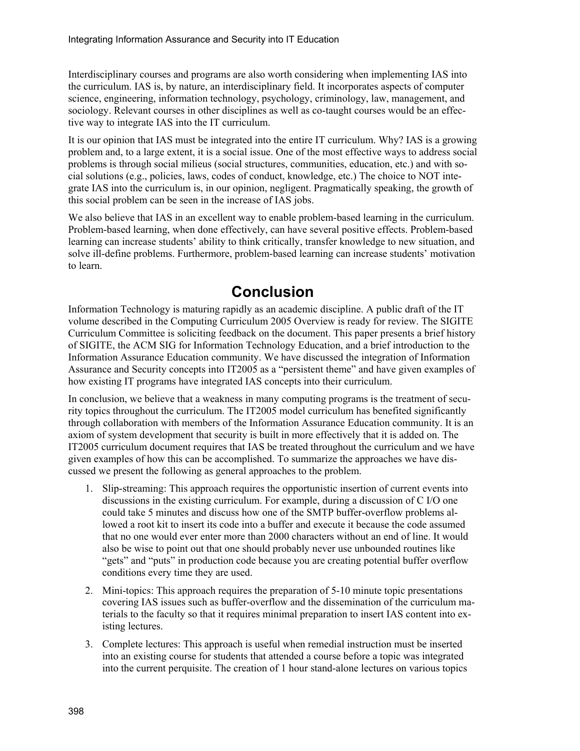Interdisciplinary courses and programs are also worth considering when implementing IAS into the curriculum. IAS is, by nature, an interdisciplinary field. It incorporates aspects of computer science, engineering, information technology, psychology, criminology, law, management, and sociology. Relevant courses in other disciplines as well as co-taught courses would be an effective way to integrate IAS into the IT curriculum.

It is our opinion that IAS must be integrated into the entire IT curriculum. Why? IAS is a growing problem and, to a large extent, it is a social issue. One of the most effective ways to address social problems is through social milieus (social structures, communities, education, etc.) and with social solutions (e.g., policies, laws, codes of conduct, knowledge, etc.) The choice to NOT integrate IAS into the curriculum is, in our opinion, negligent. Pragmatically speaking, the growth of this social problem can be seen in the increase of IAS jobs.

We also believe that IAS in an excellent way to enable problem-based learning in the curriculum. Problem-based learning, when done effectively, can have several positive effects. Problem-based learning can increase students' ability to think critically, transfer knowledge to new situation, and solve ill-define problems. Furthermore, problem-based learning can increase students' motivation to learn.

## Conclusion

Information Technology is maturing rapidly as an academic discipline. A public draft of the IT volume described in the Computing Curriculum 2005 Overview is ready for review. The SIGITE Curriculum Committee is soliciting feedback on the document. This paper presents a brief history of SIGITE, the ACM SIG for Information Technology Education, and a brief introduction to the Information Assurance Education community. We have discussed the integration of Information Assurance and Security concepts into IT2005 as a "persistent theme" and have given examples of how existing IT programs have integrated IAS concepts into their curriculum.

In conclusion, we believe that a weakness in many computing programs is the treatment of security topics throughout the curriculum. The IT2005 model curriculum has benefited significantly through collaboration with members of the Information Assurance Education community. It is an axiom of system development that security is built in more effectively that it is added on. The IT2005 curriculum document requires that IAS be treated throughout the curriculum and we have given examples of how this can be accomplished. To summarize the approaches we have discussed we present the following as general approaches to the problem.

1. Slip-streaming: This approach requires the opportunistic insertion of current events into discussions in the existing curriculum. For example, during a discussion of C I/O one could take 5 minutes and discuss how one of the SMTP buffer-overflow problems allowed a root kit to insert its code into a buffer and execute it because the code assumed that no one would ever enter more than 2000 characters without an end of line. It would also be wise to point out that one should probably never use unbounded routines like "gets" and "puts" in production code because you are creating potential buffer overflow conditions every time they are used.
2. Mini-topics: This approach requires the preparation of 5-10 minute topic presentations covering IAS issues such as buffer-overflow and the dissemination of the curriculum materials to the faculty so that it requires minimal preparation to insert IAS content into existing lectures.
3. Complete lectures: This approach is useful when remedial instruction must be inserted into an existing course for students that attended a course before a topic was integrated into the current perquisite. The creation of 1 hour stand-alone lectures on various topics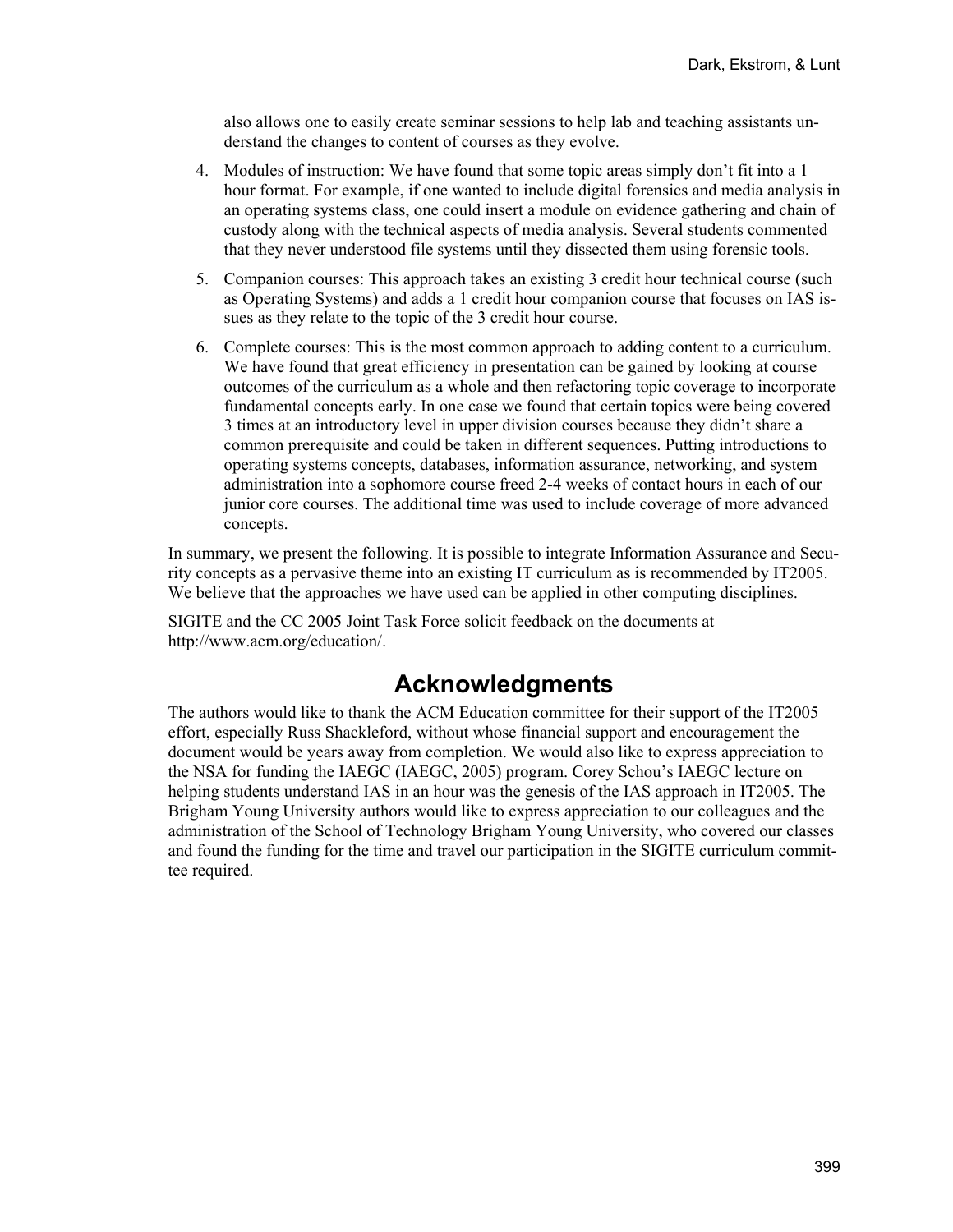also allows one to easily create seminar sessions to help lab and teaching assistants understand the changes to content of courses as they evolve.

4. Modules of instruction: We have found that some topic areas simply don't fit into a 1 hour format. For example, if one wanted to include digital forensics and media analysis in an operating systems class, one could insert a module on evidence gathering and chain of custody along with the technical aspects of media analysis. Several students commented that they never understood file systems until they dissected them using forensic tools.
5. Companion courses: This approach takes an existing 3 credit hour technical course (such as Operating Systems) and adds a 1 credit hour companion course that focuses on IAS issues as they relate to the topic of the 3 credit hour course.
6. Complete courses: This is the most common approach to adding content to a curriculum. We have found that great efficiency in presentation can be gained by looking at course outcomes of the curriculum as a whole and then refactoring topic coverage to incorporate fundamental concepts early. In one case we found that certain topics were being covered 3 times at an introductory level in upper division courses because they didn't share a common prerequisite and could be taken in different sequences. Putting introductions to operating systems concepts, databases, information assurance, networking, and system administration into a sophomore course freed 2-4 weeks of contact hours in each of our junior core courses. The additional time was used to include coverage of more advanced concepts.

In summary, we present the following. It is possible to integrate Information Assurance and Security concepts as a pervasive theme into an existing IT curriculum as is recommended by IT2005. We believe that the approaches we have used can be applied in other computing disciplines.

SIGITE and the CC 2005 Joint Task Force solicit feedback on the documents at http://www.acm.org/education/.

## Acknowledgments

The authors would like to thank the ACM Education committee for their support of the IT2005 effort, especially Russ Shackleford, without whose financial support and encouragement the document would be years away from completion. We would also like to express appreciation to the NSA for funding the IAEGC (IAEGC, 2005) program. Corey Schou's IAEGC lecture on helping students understand IAS in an hour was the genesis of the IAS approach in IT2005. The Brigham Young University authors would like to express appreciation to our colleagues and the administration of the School of Technology Brigham Young University, who covered our classes and found the funding for the time and travel our participation in the SIGITE curriculum committee required.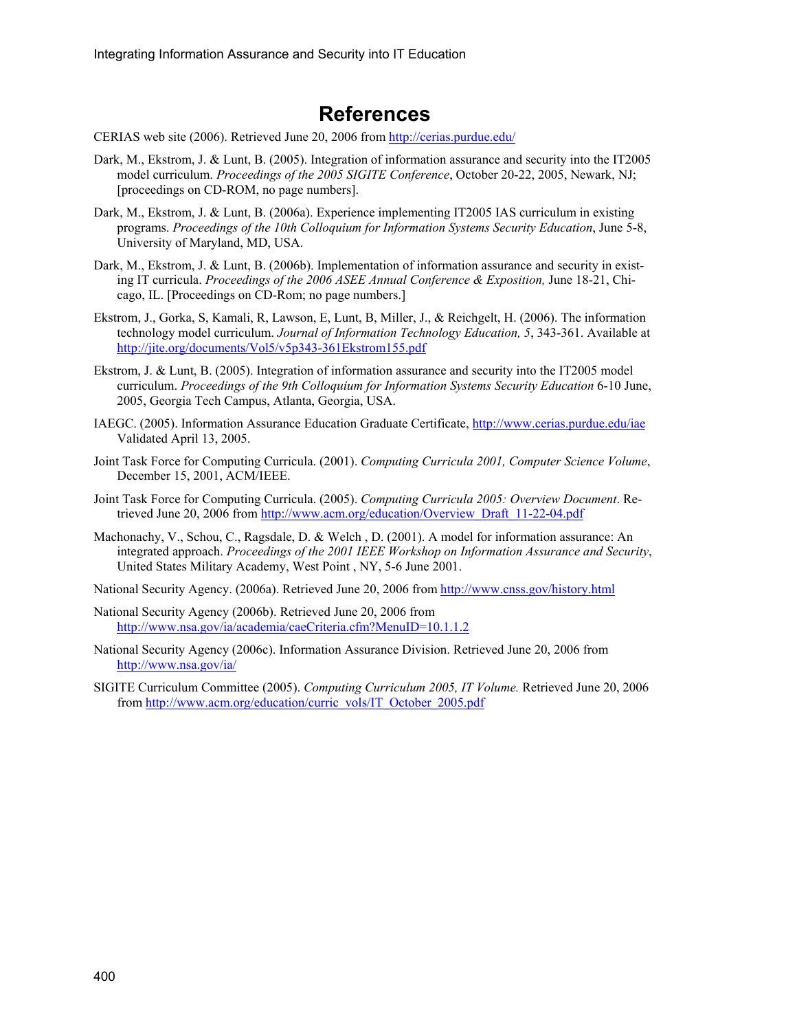# References

CERIAS web site (2006). Retrieved June 20, 2006 from http://cerias.purdue.edu/

Dark, M., Ekstrom, J. & Lunt, B. (2005). Integration of information assurance and security into the IT2005 model curriculum. *Proceedings of the 2005 SIGITE Conference*, October 20-22, 2005, Newark, NJ; [proceedings on CD-ROM, no page numbers].

Dark, M., Ekstrom, J. & Lunt, B. (2006a). Experience implementing IT2005 IAS curriculum in existing programs. *Proceedings of the 10th Colloquium for Information Systems Security Education*, June 5-8, University of Maryland, MD, USA.

Dark, M., Ekstrom, J. & Lunt, B. (2006b). Implementation of information assurance and security in existing IT curricula. *Proceedings of the 2006 ASEE Annual Conference & Exposition,* June 18-21, Chicago, IL. [Proceedings on CD-Rom; no page numbers.]

Ekstrom, J., Gorka, S, Kamali, R, Lawson, E, Lunt, B, Miller, J., & Reichgelt, H. (2006). The information technology model curriculum. *Journal of Information Technology Education, 5*, 343-361. Available at http://jite.org/documents/Vol5/v5p343-361Ekstrom155.pdf

Ekstrom, J. & Lunt, B. (2005). Integration of information assurance and security into the IT2005 model curriculum. *Proceedings of the 9th Colloquium for Information Systems Security Education* 6-10 June, 2005, Georgia Tech Campus, Atlanta, Georgia, USA.

IAEGC. (2005). Information Assurance Education Graduate Certificate, http://www.cerias.purdue.edu/iae Validated April 13, 2005.

Joint Task Force for Computing Curricula. (2001). *Computing Curricula 2001, Computer Science Volume*, December 15, 2001, ACM/IEEE.

Joint Task Force for Computing Curricula. (2005). *Computing Curricula 2005: Overview Document*. Retrieved June 20, 2006 from http://www.acm.org/education/Overview_Draft_11-22-04.pdf

Machonachy, V., Schou, C., Ragsdale, D. & Welch , D. (2001). A model for information assurance: An integrated approach. *Proceedings of the 2001 IEEE Workshop on Information Assurance and Security*, United States Military Academy, West Point , NY, 5-6 June 2001.

National Security Agency. (2006a). Retrieved June 20, 2006 from http://www.cnss.gov/history.html

National Security Agency (2006b). Retrieved June 20, 2006 from http://www.nsa.gov/ia/academia/caeCriteria.cfm?MenuID=10.1.1.2

National Security Agency (2006c). Information Assurance Division. Retrieved June 20, 2006 from http://www.nsa.gov/ia/

SIGITE Curriculum Committee (2005). *Computing Curriculum 2005, IT Volume.* Retrieved June 20, 2006 from http://www.acm.org/education/curric_vols/IT_October_2005.pdf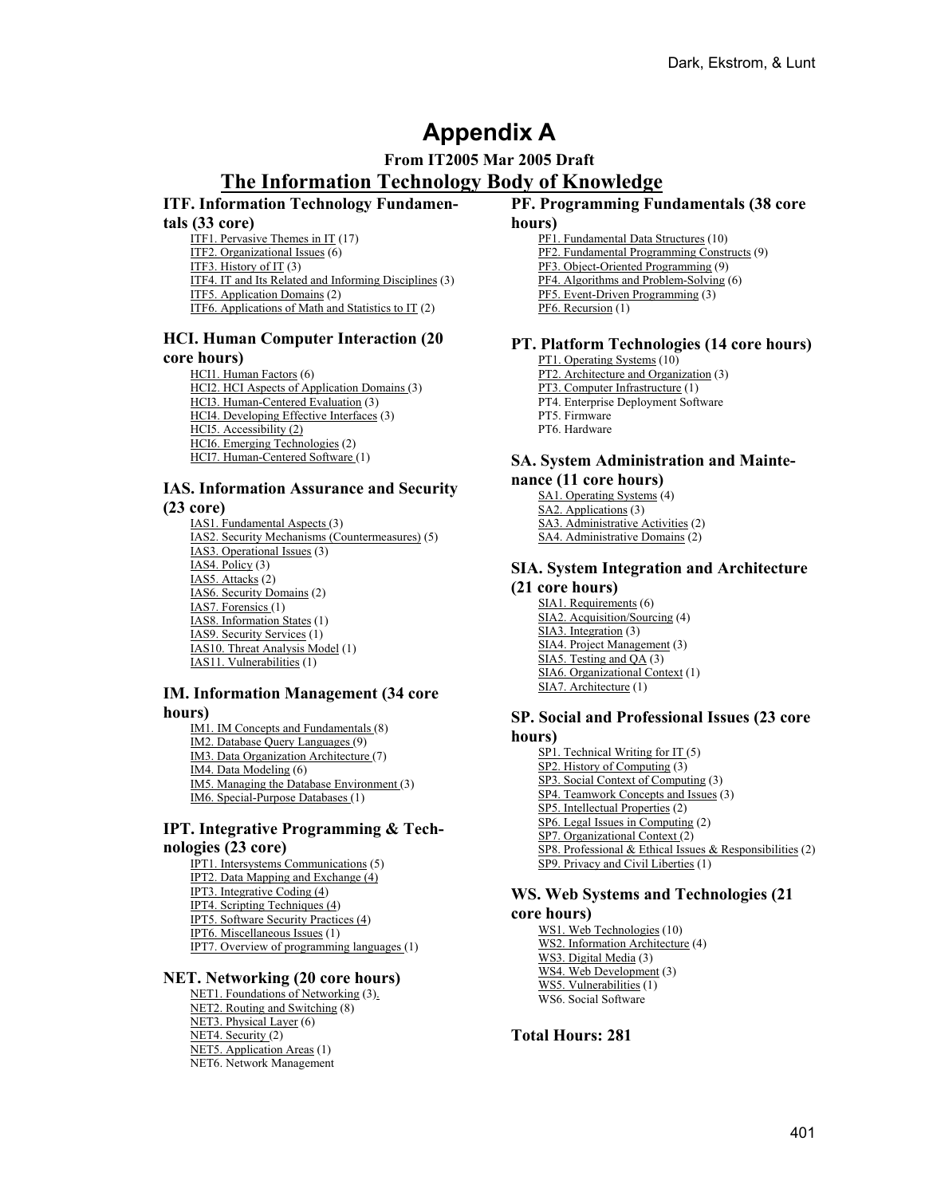# Appendix A

**From IT2005 Mar 2005 Draft**

## The Information Technology Body of Knowledge

### ITF. Information Technology Fundamentals (33 core)

- ITF1. Pervasive Themes in IT (17)
- ITF2. Organizational Issues (6)
- ITF3. History of IT (3)
- ITF4. IT and Its Related and Informing Disciplines (3)
- ITF5. Application Domains (2)
- ITF6. Applications of Math and Statistics to IT (2)

### HCI. Human Computer Interaction (20 core hours)

- HCI1. Human Factors (6)
- HCI2. HCI Aspects of Application Domains (3)
- HCI3. Human-Centered Evaluation (3)
- HCI4. Developing Effective Interfaces (3)
- HCI5. Accessibility (2)
- HCI6. Emerging Technologies (2)
- HCI7. Human-Centered Software (1)

### IAS. Information Assurance and Security (23 core)

- IAS1. Fundamental Aspects (3)
- IAS2. Security Mechanisms (Countermeasures) (5)
- IAS3. Operational Issues (3)
- IAS4. Policy (3)
- IAS5. Attacks (2)
- IAS6. Security Domains (2)
- IAS7. Forensics (1)
- IAS8. Information States (1)
- IAS9. Security Services (1)
- IAS10. Threat Analysis Model (1)
- IAS11. Vulnerabilities (1)

### IM. Information Management (34 core hours)

- IM1. IM Concepts and Fundamentals (8)
- IM2. Database Query Languages (9)
- IM3. Data Organization Architecture (7)
- IM4. Data Modeling (6)
- IM5. Managing the Database Environment (3)
- IM6. Special-Purpose Databases (1)

### IPT. Integrative Programming & Technologies (23 core)

- IPT1. Intersystems Communications (5)
- IPT2. Data Mapping and Exchange (4)
- IPT3. Integrative Coding (4)
- IPT4. Scripting Techniques (4)
- IPT5. Software Security Practices (4)
- IPT6. Miscellaneous Issues (1)
- IPT7. Overview of programming languages (1)

### NET. Networking (20 core hours)

- NET1. Foundations of Networking (3).
- NET2. Routing and Switching (8)
- NET3. Physical Layer (6)
- NET4. Security (2)
- NET5. Application Areas (1)
- NET6. Network Management

### PF. Programming Fundamentals (38 core hours)

- PF1. Fundamental Data Structures (10)
- PF2. Fundamental Programming Constructs (9)
- PF3. Object-Oriented Programming (9)
- PF4. Algorithms and Problem-Solving (6)
- PF5. Event-Driven Programming (3)
- PF6. Recursion (1)

### PT. Platform Technologies (14 core hours)

- PT1. Operating Systems (10)
- PT2. Architecture and Organization (3)
- PT3. Computer Infrastructure (1)
- PT4. Enterprise Deployment Software
- PT5. Firmware
- PT6. Hardware

### SA. System Administration and Maintenance (11 core hours)

- SA1. Operating Systems (4)
- SA2. Applications (3)
- SA3. Administrative Activities (2)
- SA4. Administrative Domains (2)

### SIA. System Integration and Architecture (21 core hours)

- SIA1. Requirements (6)
- SIA2. Acquisition/Sourcing (4)
- SIA3. Integration (3)
- SIA4. Project Management (3)
- SIA5. Testing and QA (3)
- SIA6. Organizational Context (1)
- SIA7. Architecture (1)

### SP. Social and Professional Issues (23 core hours)

- SP1. Technical Writing for IT (5)
- SP2. History of Computing (3)
- SP3. Social Context of Computing (3)
- SP4. Teamwork Concepts and Issues (3)
- SP5. Intellectual Properties (2)
- SP6. Legal Issues in Computing (2)
- SP7. Organizational Context (2)
- SP8. Professional & Ethical Issues & Responsibilities (2)
- SP9. Privacy and Civil Liberties (1)

### WS. Web Systems and Technologies (21 core hours)

- WS1. Web Technologies (10)
- WS2. Information Architecture (4)
- WS3. Digital Media (3)
- WS4. Web Development (3)
- WS5. Vulnerabilities (1)
- WS6. Social Software

**Total Hours: 281**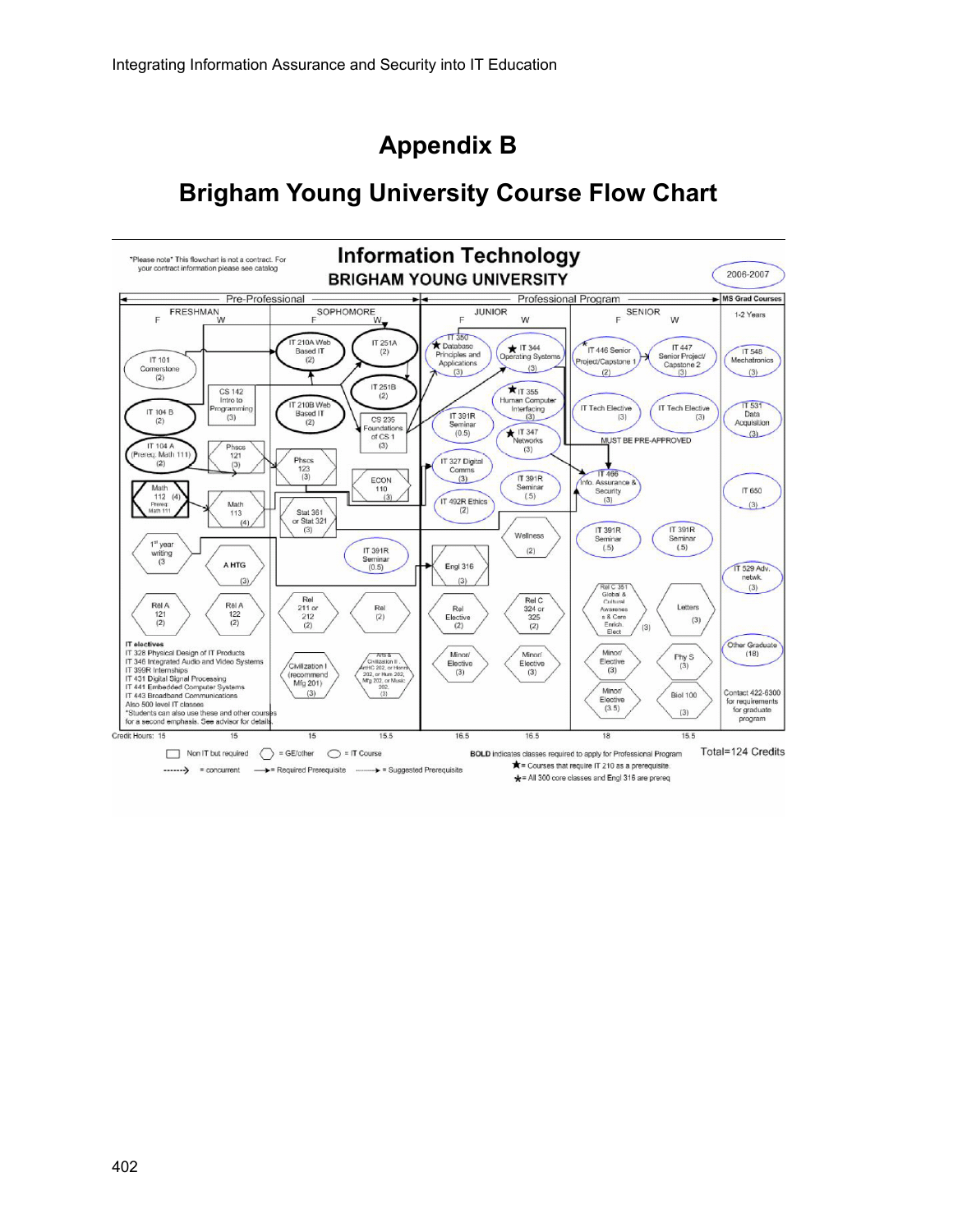# Appendix B

## Brigham Young University Course Flow Chart

*Please note* This flowchart is not a contract. For your contract information please see catalog

**Information Technology**
**BRIGHAM YOUNG UNIVERSITY**

2006-2007

Pre-Professional | Professional Program | MS Grad Courses

FRESHMAN F W | SOPHOMORE F W | JUNIOR F W | SENIOR F W | 1-2 Years

**Freshman:** IT 101 Cornerstone (2); IT 104 B (2); IT 104 A (Prereq: Math 111) (2); CS 142 Intro to Programming (3); Phscs 121 (3); Math 112 (4) Prereq: Math 111; Math 113 (4); 1st year writing (3; A HTG (3); Rel A 121 (2); Rel A 122 (2)

**Sophomore:** IT 210A Web Based IT (2); IT 251A (2); IT 251B (2); IT 210B Web Based IT (2); CS 235 Foundations of CS 1 (3); Phscs 123 (3); ECON 110 (3); Stat 361 or Stat 321 (3); IT 391R Seminar (0.5); Rel 211 or 212 (2); Rel (2); Civilization I (recommend Mfg 201) (3); Arts & Civilization II, ArtHC 202, or Hum 202, or Mfg 202, or Music 202 (3)

**Junior:** IT 350 Database Principles and Applications (3); IT 344 Operating Systems (3); IT 355 Human Computer Interfacing (3); IT 391R Seminar (0.5); IT 347 Networks (3); IT 327 Digital Comms (3); IT 391R Seminar (.5); IT 492R Ethics (2); Wellness (2); Engl 316 (3); Rel Elective (2); Rel C 324 or 325 (2); Minor/Elective (3); Minor/Elective (3)

**Senior:** IT 446 Senior Project/Capstone 1 (2); IT 447 Senior Project/Capstone 2 (3); IT Tech Elective (3); IT Tech Elective (3); MUST BE PRE-APPROVED; IT 466 Info. Assurance & Security (3); IT 391R Seminar (.5); IT 391R Seminar (.5); Rel C 351 Global & Cultural Awareness & Core Enrich. Elect (3); Letters (3); Minor/Elective (3); Phy S (3); Minor/Elective (3.5); Biol 100 (3)

**MS Grad Courses:** IT 548 Mechatronics (3); IT 531 Data Acquisition (3); IT 650 (3); IT 529 Adv. netwk. (3); Other Graduate (18); Contact 422-6300 for requirements for graduate program

**IT electives**
IT 328 Physical Design of IT Products
IT 346 Integrated Audio and Video Systems
IT 399R Internships
IT 431 Digital Signal Processing
IT 441 Embedded Computer Systems
IT 443 Broadband Communications
Also 500 level IT classes
*Students can also use these and other courses for a second emphasis. See advisor for details.

| Credit Hours: | 15 | 15 | 15 | 15.5 | 16.5 | 16.5 | 18 | 15.5 |
|---|---|---|---|---|---|---|---|---|

Total=124 Credits

Legend: ▭ Non IT but required; ⬡ = GE/other; ◯ = IT Course; ------> = concurrent; ——> = Required Prerequisite; ········> = Suggested Prerequisite

**BOLD** indicates classes required to apply for Professional Program
★= Courses that require IT 210 as a prerequisite.
★= All 300 core classes and Engl 316 are prereq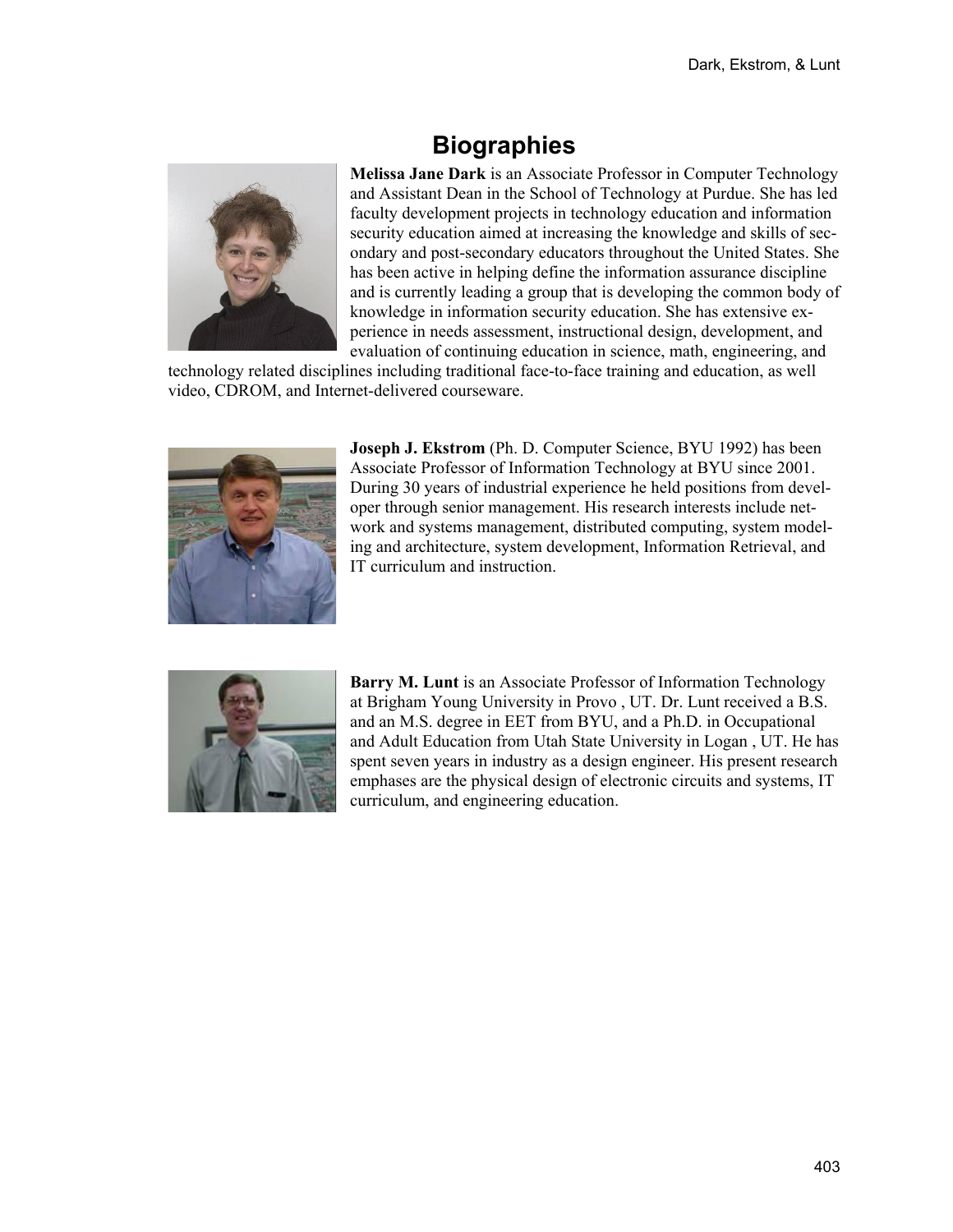## Biographies

**Melissa Jane Dark** is an Associate Professor in Computer Technology and Assistant Dean in the School of Technology at Purdue. She has led faculty development projects in technology education and information security education aimed at increasing the knowledge and skills of secondary and post-secondary educators throughout the United States. She has been active in helping define the information assurance discipline and is currently leading a group that is developing the common body of knowledge in information security education. She has extensive experience in needs assessment, instructional design, development, and evaluation of continuing education in science, math, engineering, and technology related disciplines including traditional face-to-face training and education, as well video, CDROM, and Internet-delivered courseware.

**Joseph J. Ekstrom** (Ph. D. Computer Science, BYU 1992) has been Associate Professor of Information Technology at BYU since 2001. During 30 years of industrial experience he held positions from developer through senior management. His research interests include network and systems management, distributed computing, system modeling and architecture, system development, Information Retrieval, and IT curriculum and instruction.

**Barry M. Lunt** is an Associate Professor of Information Technology at Brigham Young University in Provo , UT. Dr. Lunt received a B.S. and an M.S. degree in EET from BYU, and a Ph.D. in Occupational and Adult Education from Utah State University in Logan , UT. He has spent seven years in industry as a design engineer. His present research emphases are the physical design of electronic circuits and systems, IT curriculum, and engineering education.